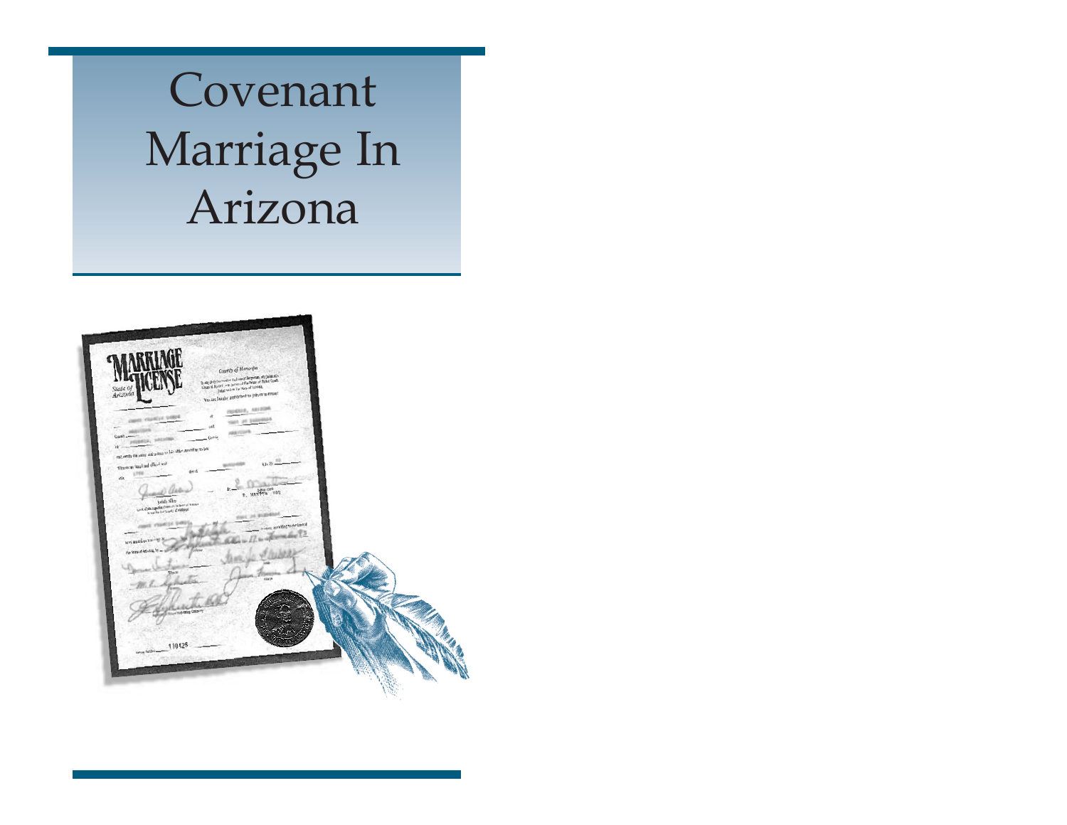# Covenant Marriage In Arizona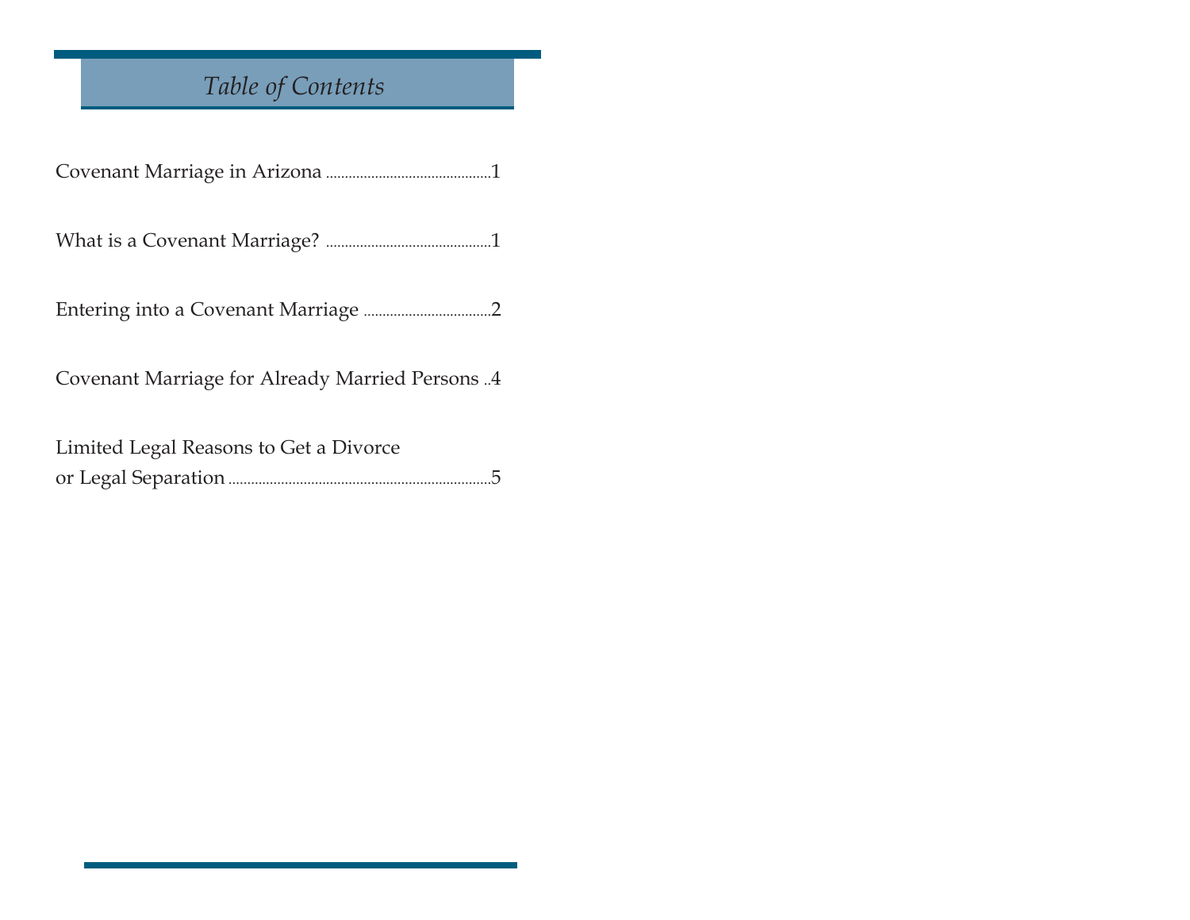# *Table of Contents*

Covenant Marriage in Arizona ............................................1

What is a Covenant Marriage? ............................................1

Entering into a Covenant Marriage ..................................2

Covenant Marriage for Already Married Persons ..4

Limited Legal Reasons to Get a Divorce
or Legal Separation ......................................................................5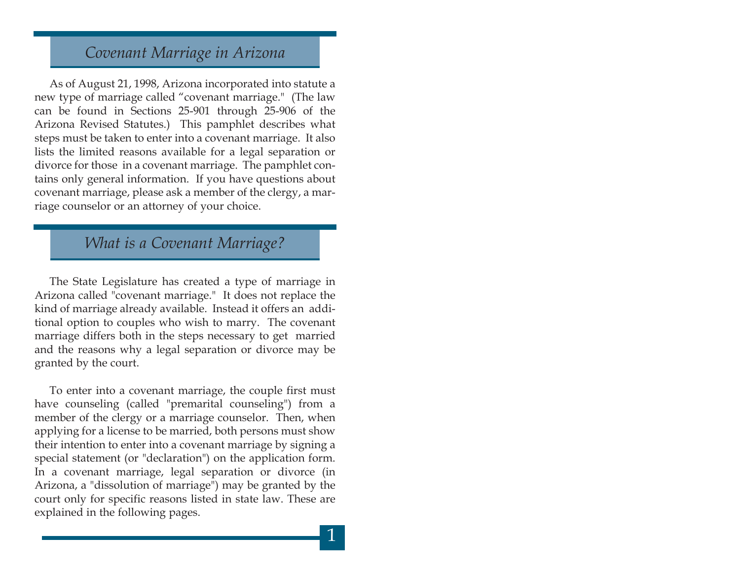## *Covenant Marriage in Arizona*

As of August 21, 1998, Arizona incorporated into statute a new type of marriage called "covenant marriage." (The law can be found in Sections 25-901 through 25-906 of the Arizona Revised Statutes.) This pamphlet describes what steps must be taken to enter into a covenant marriage. It also lists the limited reasons available for a legal separation or divorce for those in a covenant marriage. The pamphlet contains only general information. If you have questions about covenant marriage, please ask a member of the clergy, a marriage counselor or an attorney of your choice.

## *What is a Covenant Marriage?*

The State Legislature has created a type of marriage in Arizona called "covenant marriage." It does not replace the kind of marriage already available. Instead it offers an additional option to couples who wish to marry. The covenant marriage differs both in the steps necessary to get married and the reasons why a legal separation or divorce may be granted by the court.

To enter into a covenant marriage, the couple first must have counseling (called "premarital counseling") from a member of the clergy or a marriage counselor. Then, when applying for a license to be married, both persons must show their intention to enter into a covenant marriage by signing a special statement (or "declaration") on the application form. In a covenant marriage, legal separation or divorce (in Arizona, a "dissolution of marriage") may be granted by the court only for specific reasons listed in state law. These are explained in the following pages.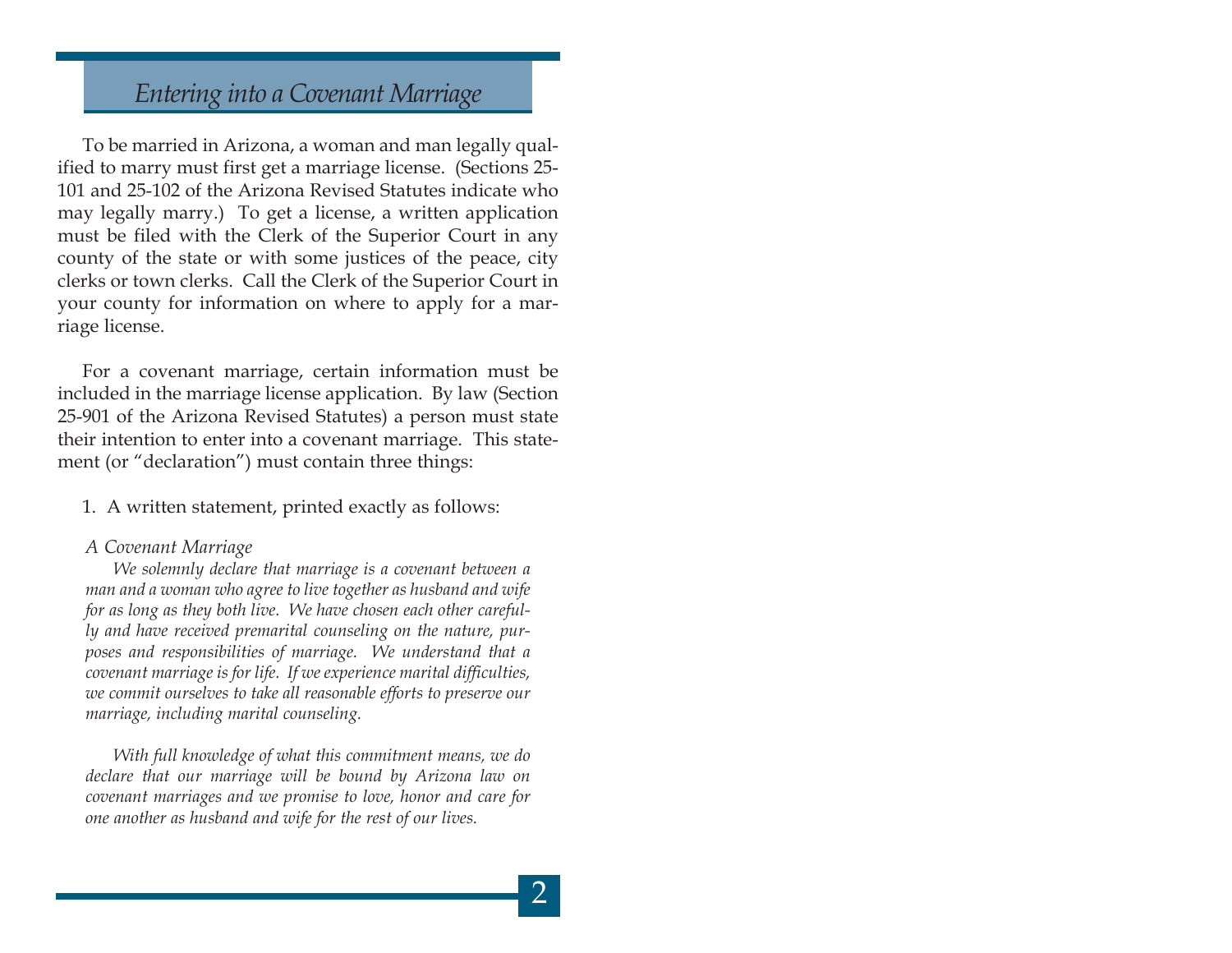## *Entering into a Covenant Marriage*

To be married in Arizona, a woman and man legally qualified to marry must first get a marriage license. (Sections 25-101 and 25-102 of the Arizona Revised Statutes indicate who may legally marry.) To get a license, a written application must be filed with the Clerk of the Superior Court in any county of the state or with some justices of the peace, city clerks or town clerks. Call the Clerk of the Superior Court in your county for information on where to apply for a marriage license.

For a covenant marriage, certain information must be included in the marriage license application. By law (Section 25-901 of the Arizona Revised Statutes) a person must state their intention to enter into a covenant marriage. This statement (or "declaration") must contain three things:

1. A written statement, printed exactly as follows:

*A Covenant Marriage*

*We solemnly declare that marriage is a covenant between a man and a woman who agree to live together as husband and wife for as long as they both live. We have chosen each other carefully and have received premarital counseling on the nature, purposes and responsibilities of marriage. We understand that a covenant marriage is for life. If we experience marital difficulties, we commit ourselves to take all reasonable efforts to preserve our marriage, including marital counseling.*

*With full knowledge of what this commitment means, we do declare that our marriage will be bound by Arizona law on covenant marriages and we promise to love, honor and care for one another as husband and wife for the rest of our lives.*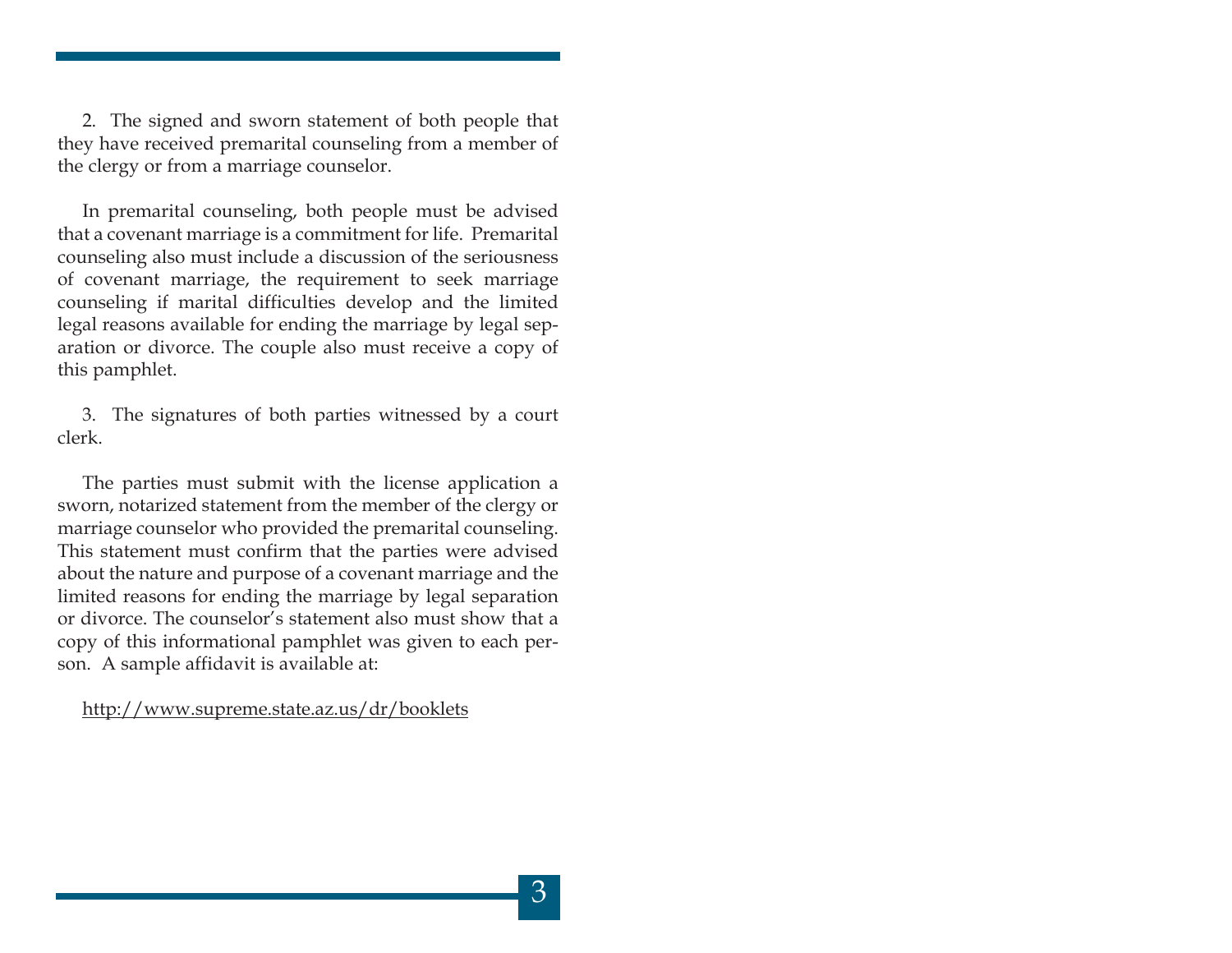2. The signed and sworn statement of both people that they have received premarital counseling from a member of the clergy or from a marriage counselor.

In premarital counseling, both people must be advised that a covenant marriage is a commitment for life. Premarital counseling also must include a discussion of the seriousness of covenant marriage, the requirement to seek marriage counseling if marital difficulties develop and the limited legal reasons available for ending the marriage by legal separation or divorce. The couple also must receive a copy of this pamphlet.

3. The signatures of both parties witnessed by a court clerk.

The parties must submit with the license application a sworn, notarized statement from the member of the clergy or marriage counselor who provided the premarital counseling. This statement must confirm that the parties were advised about the nature and purpose of a covenant marriage and the limited reasons for ending the marriage by legal separation or divorce. The counselor's statement also must show that a copy of this informational pamphlet was given to each person. A sample affidavit is available at:

http://www.supreme.state.az.us/dr/booklets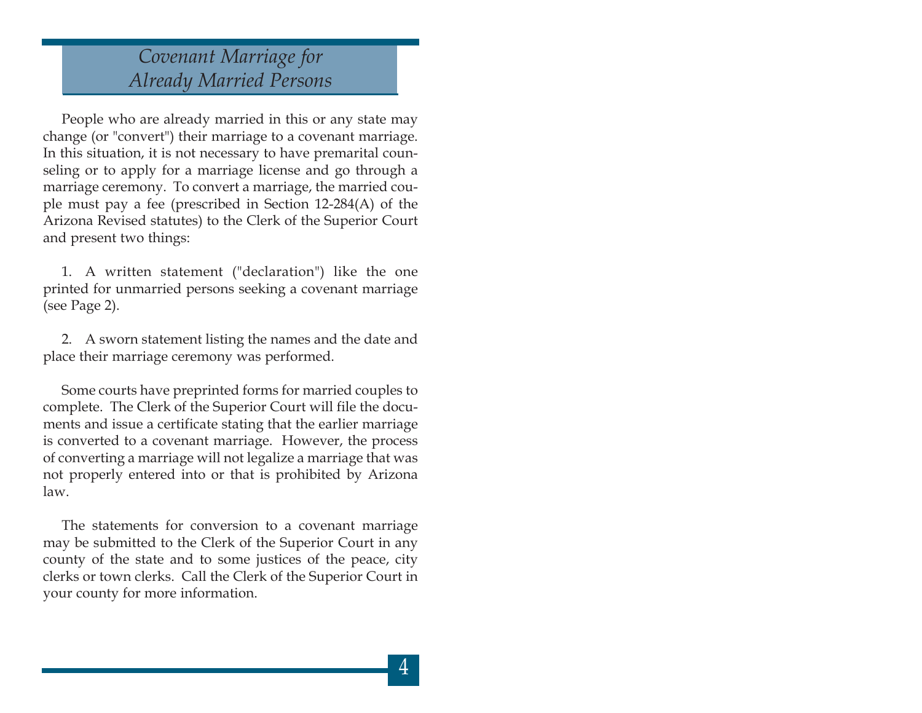## *Covenant Marriage for Already Married Persons*

People who are already married in this or any state may change (or "convert") their marriage to a covenant marriage. In this situation, it is not necessary to have premarital counseling or to apply for a marriage license and go through a marriage ceremony. To convert a marriage, the married couple must pay a fee (prescribed in Section 12-284(A) of the Arizona Revised statutes) to the Clerk of the Superior Court and present two things:

1. A written statement ("declaration") like the one printed for unmarried persons seeking a covenant marriage (see Page 2).

2. A sworn statement listing the names and the date and place their marriage ceremony was performed.

Some courts have preprinted forms for married couples to complete. The Clerk of the Superior Court will file the documents and issue a certificate stating that the earlier marriage is converted to a covenant marriage. However, the process of converting a marriage will not legalize a marriage that was not properly entered into or that is prohibited by Arizona law.

The statements for conversion to a covenant marriage may be submitted to the Clerk of the Superior Court in any county of the state and to some justices of the peace, city clerks or town clerks. Call the Clerk of the Superior Court in your county for more information.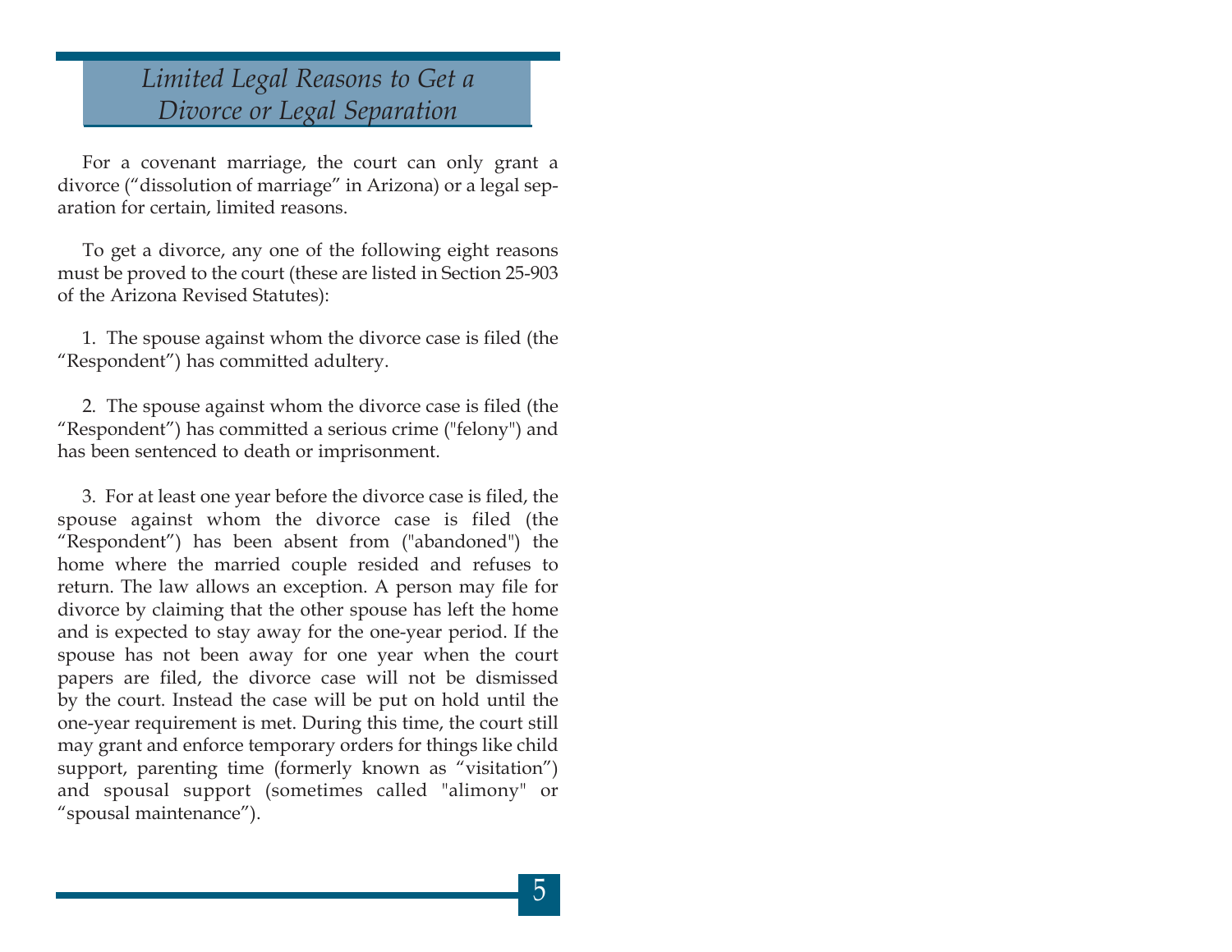## *Limited Legal Reasons to Get a Divorce or Legal Separation*

For a covenant marriage, the court can only grant a divorce ("dissolution of marriage" in Arizona) or a legal separation for certain, limited reasons.

To get a divorce, any one of the following eight reasons must be proved to the court (these are listed in Section 25-903 of the Arizona Revised Statutes):

1. The spouse against whom the divorce case is filed (the "Respondent") has committed adultery.

2. The spouse against whom the divorce case is filed (the "Respondent") has committed a serious crime ("felony") and has been sentenced to death or imprisonment.

3. For at least one year before the divorce case is filed, the spouse against whom the divorce case is filed (the "Respondent") has been absent from ("abandoned") the home where the married couple resided and refuses to return. The law allows an exception. A person may file for divorce by claiming that the other spouse has left the home and is expected to stay away for the one-year period. If the spouse has not been away for one year when the court papers are filed, the divorce case will not be dismissed by the court. Instead the case will be put on hold until the one-year requirement is met. During this time, the court still may grant and enforce temporary orders for things like child support, parenting time (formerly known as "visitation") and spousal support (sometimes called "alimony" or "spousal maintenance").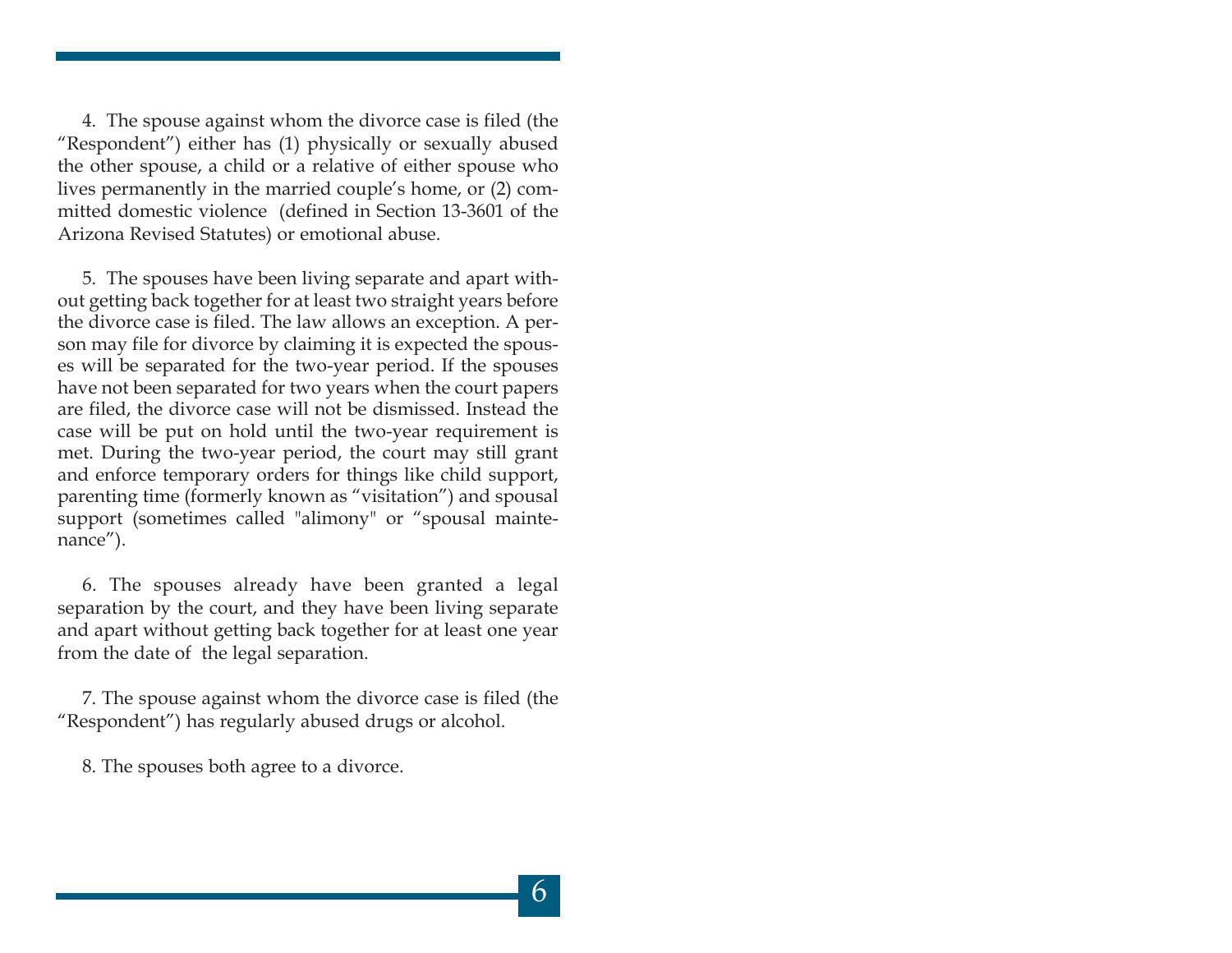4. The spouse against whom the divorce case is filed (the "Respondent") either has (1) physically or sexually abused the other spouse, a child or a relative of either spouse who lives permanently in the married couple's home, or (2) committed domestic violence (defined in Section 13-3601 of the Arizona Revised Statutes) or emotional abuse.

5. The spouses have been living separate and apart without getting back together for at least two straight years before the divorce case is filed. The law allows an exception. A person may file for divorce by claiming it is expected the spouses will be separated for the two-year period. If the spouses have not been separated for two years when the court papers are filed, the divorce case will not be dismissed. Instead the case will be put on hold until the two-year requirement is met. During the two-year period, the court may still grant and enforce temporary orders for things like child support, parenting time (formerly known as "visitation") and spousal support (sometimes called "alimony" or "spousal maintenance").

6. The spouses already have been granted a legal separation by the court, and they have been living separate and apart without getting back together for at least one year from the date of the legal separation.

7. The spouse against whom the divorce case is filed (the "Respondent") has regularly abused drugs or alcohol.

8. The spouses both agree to a divorce.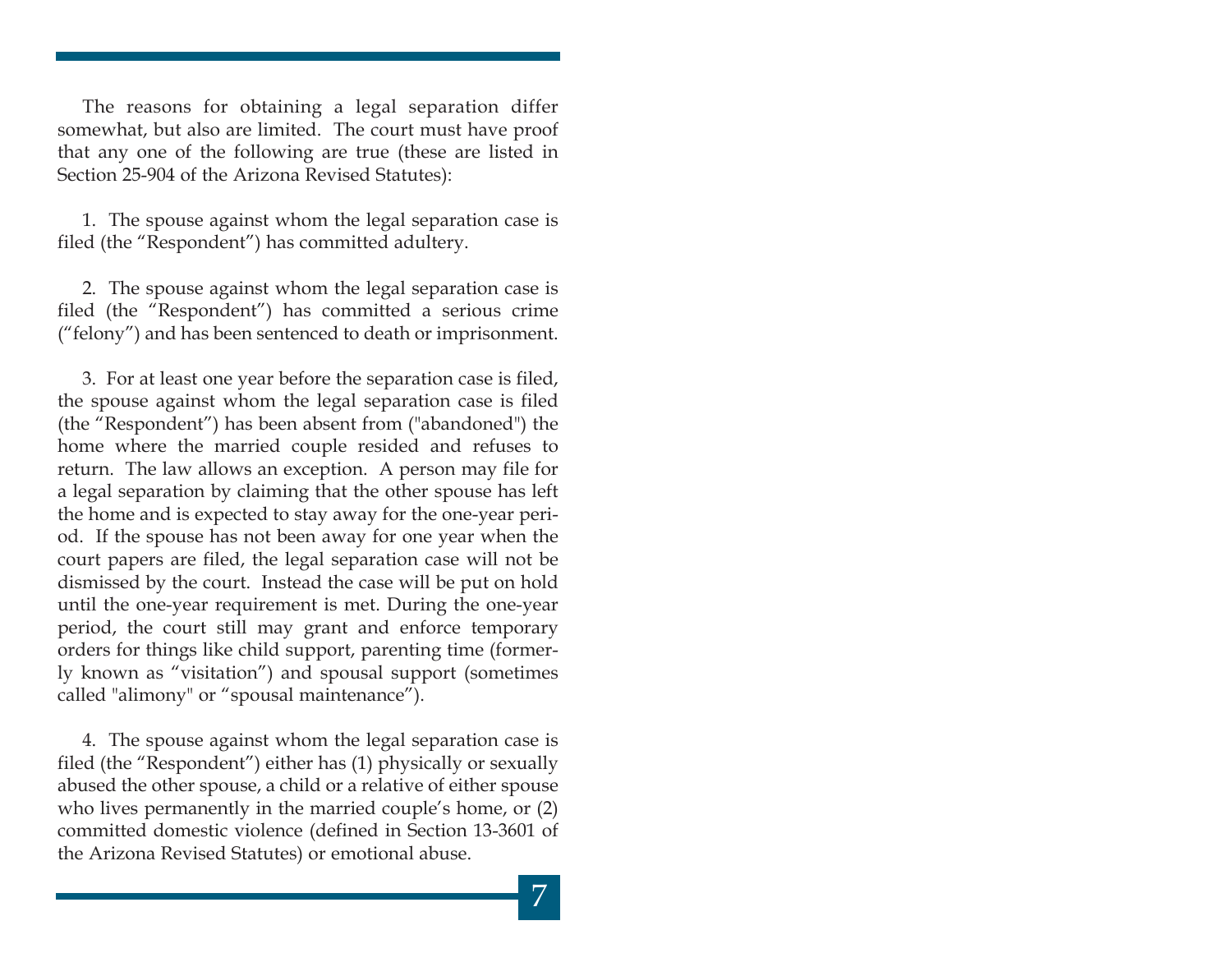The reasons for obtaining a legal separation differ somewhat, but also are limited. The court must have proof that any one of the following are true (these are listed in Section 25-904 of the Arizona Revised Statutes):

1. The spouse against whom the legal separation case is filed (the "Respondent") has committed adultery.

2. The spouse against whom the legal separation case is filed (the "Respondent") has committed a serious crime ("felony") and has been sentenced to death or imprisonment.

3. For at least one year before the separation case is filed, the spouse against whom the legal separation case is filed (the "Respondent") has been absent from ("abandoned") the home where the married couple resided and refuses to return. The law allows an exception. A person may file for a legal separation by claiming that the other spouse has left the home and is expected to stay away for the one-year period. If the spouse has not been away for one year when the court papers are filed, the legal separation case will not be dismissed by the court. Instead the case will be put on hold until the one-year requirement is met. During the one-year period, the court still may grant and enforce temporary orders for things like child support, parenting time (formerly known as "visitation") and spousal support (sometimes called "alimony" or "spousal maintenance").

4. The spouse against whom the legal separation case is filed (the "Respondent") either has (1) physically or sexually abused the other spouse, a child or a relative of either spouse who lives permanently in the married couple's home, or (2) committed domestic violence (defined in Section 13-3601 of the Arizona Revised Statutes) or emotional abuse.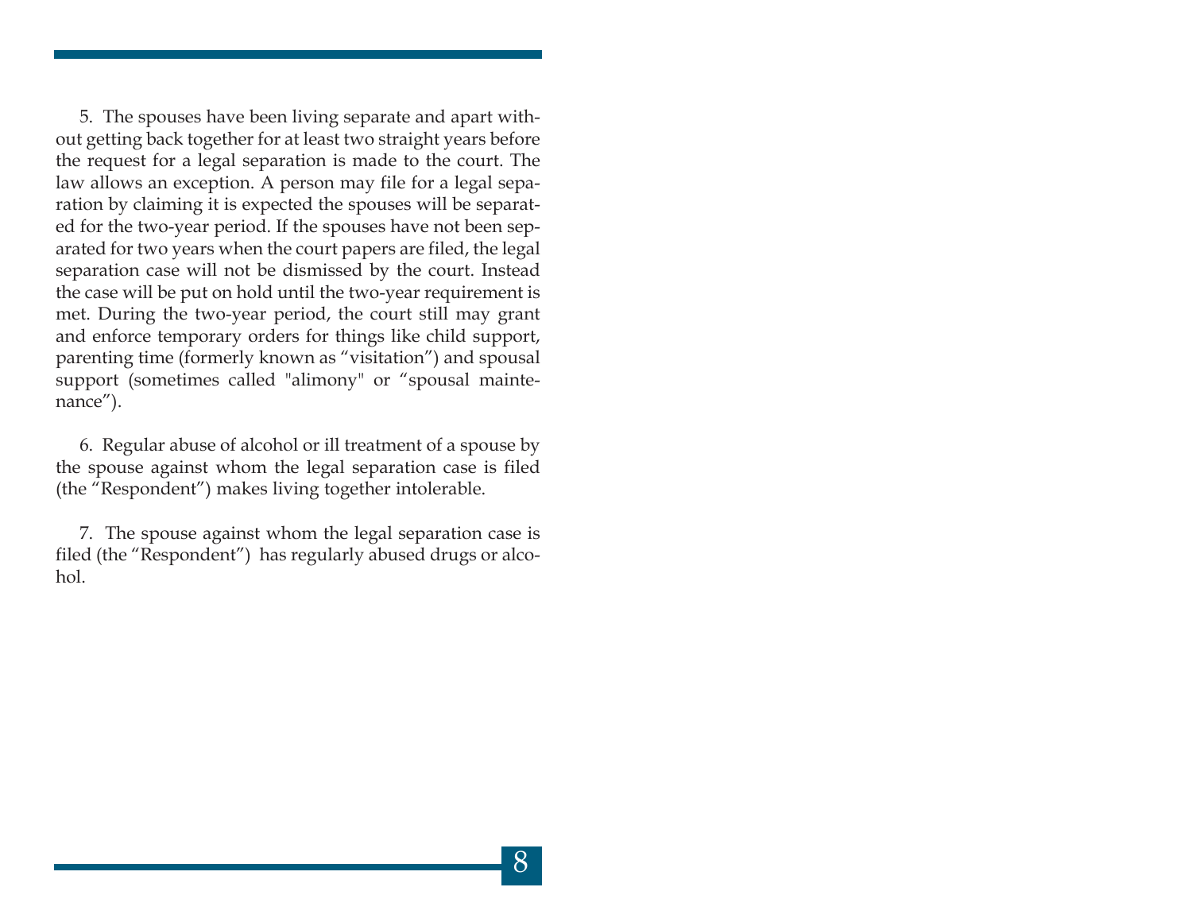5. The spouses have been living separate and apart without getting back together for at least two straight years before the request for a legal separation is made to the court. The law allows an exception. A person may file for a legal separation by claiming it is expected the spouses will be separated for the two-year period. If the spouses have not been separated for two years when the court papers are filed, the legal separation case will not be dismissed by the court. Instead the case will be put on hold until the two-year requirement is met. During the two-year period, the court still may grant and enforce temporary orders for things like child support, parenting time (formerly known as "visitation") and spousal support (sometimes called "alimony" or "spousal maintenance").

6. Regular abuse of alcohol or ill treatment of a spouse by the spouse against whom the legal separation case is filed (the "Respondent") makes living together intolerable.

7. The spouse against whom the legal separation case is filed (the "Respondent") has regularly abused drugs or alcohol.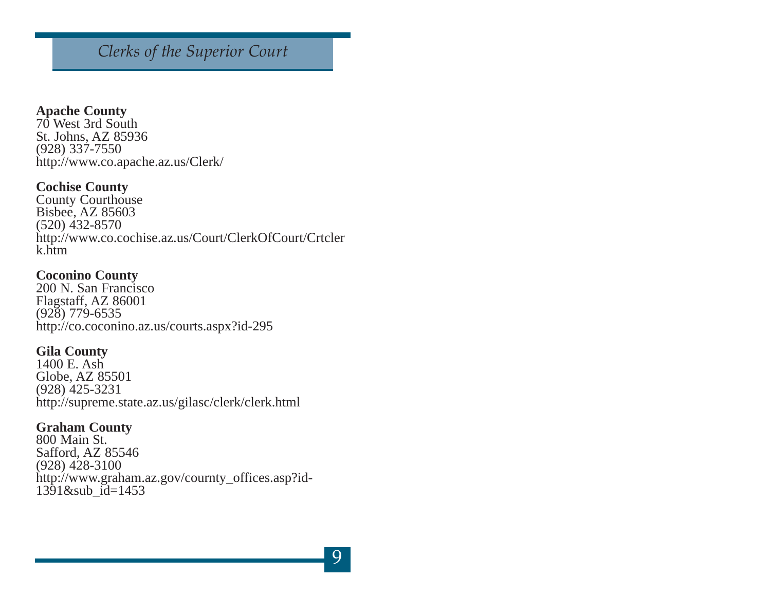## *Clerks of the Superior Court*

**Apache County**
70 West 3rd South
St. Johns, AZ 85936
(928) 337-7550
http://www.co.apache.az.us/Clerk/

**Cochise County**
County Courthouse
Bisbee, AZ 85603
(520) 432-8570
http://www.co.cochise.az.us/Court/ClerkOfCourt/Crtclerk.htm

**Coconino County**
200 N. San Francisco
Flagstaff, AZ 86001
(928) 779-6535
http://co.coconino.az.us/courts.aspx?id-295

**Gila County**
1400 E. Ash
Globe, AZ 85501
(928) 425-3231
http://supreme.state.az.us/gilasc/clerk/clerk.html

**Graham County**
800 Main St.
Safford, AZ 85546
(928) 428-3100
http://www.graham.az.gov/cournty_offices.asp?id-1391&sub_id=1453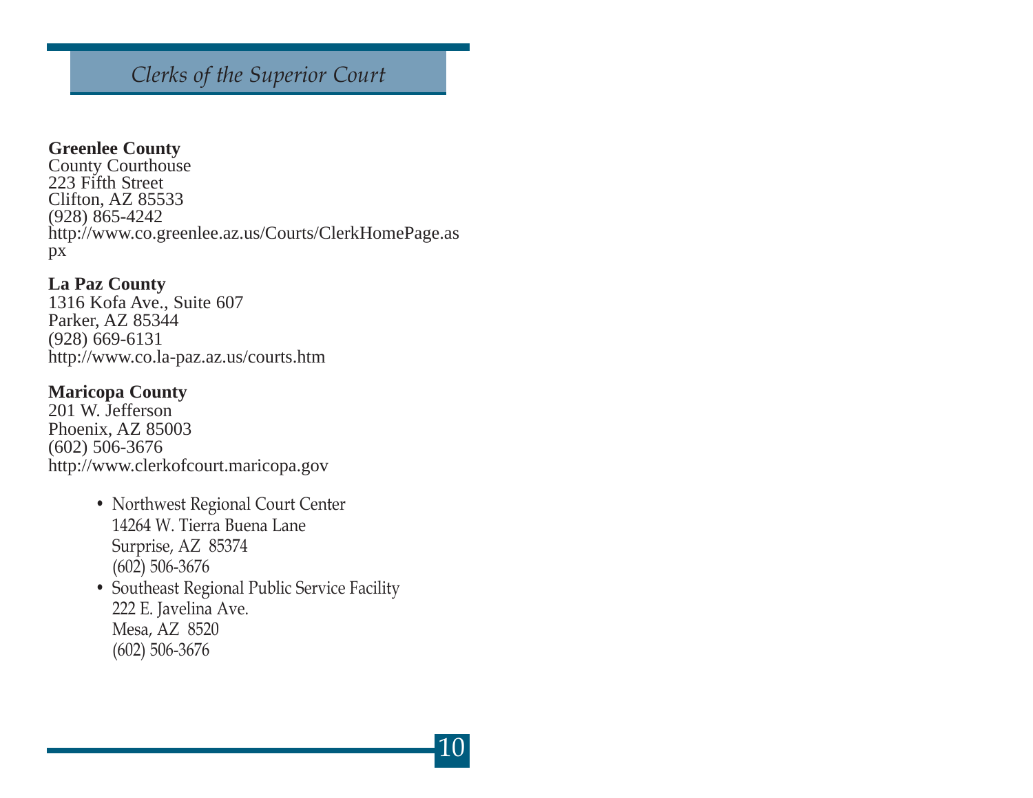## Clerks of the Superior Court

**Greenlee County**
County Courthouse
223 Fifth Street
Clifton, AZ 85533
(928) 865-4242
http://www.co.greenlee.az.us/Courts/ClerkHomePage.aspx

**La Paz County**
1316 Kofa Ave., Suite 607
Parker, AZ 85344
(928) 669-6131
http://www.co.la-paz.az.us/courts.htm

**Maricopa County**
201 W. Jefferson
Phoenix, AZ 85003
(602) 506-3676
http://www.clerkofcourt.maricopa.gov

- Northwest Regional Court Center
  14264 W. Tierra Buena Lane
  Surprise, AZ 85374
  (602) 506-3676
- Southeast Regional Public Service Facility
  222 E. Javelina Ave.
  Mesa, AZ 8520
  (602) 506-3676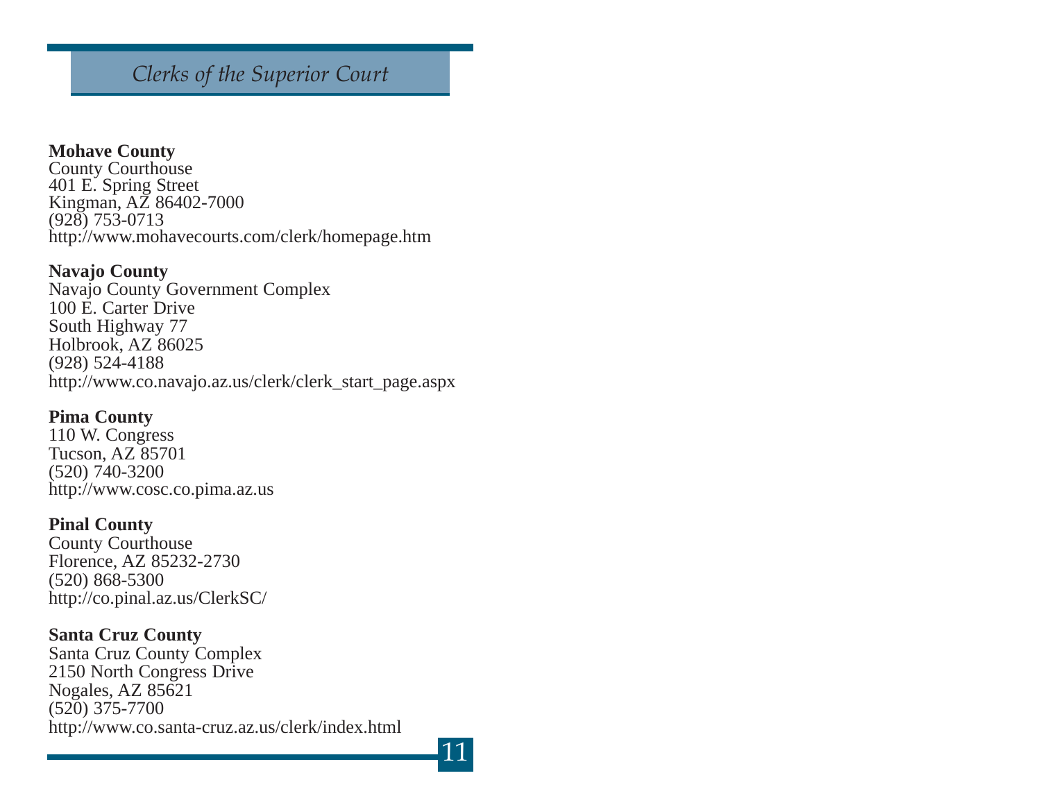## *Clerks of the Superior Court*

**Mohave County**
County Courthouse
401 E. Spring Street
Kingman, AZ 86402-7000
(928) 753-0713
http://www.mohavecourts.com/clerk/homepage.htm

**Navajo County**
Navajo County Government Complex
100 E. Carter Drive
South Highway 77
Holbrook, AZ 86025
(928) 524-4188
http://www.co.navajo.az.us/clerk/clerk_start_page.aspx

**Pima County**
110 W. Congress
Tucson, AZ 85701
(520) 740-3200
http://www.cosc.co.pima.az.us

**Pinal County**
County Courthouse
Florence, AZ 85232-2730
(520) 868-5300
http://co.pinal.az.us/ClerkSC/

**Santa Cruz County**
Santa Cruz County Complex
2150 North Congress Drive
Nogales, AZ 85621
(520) 375-7700
http://www.co.santa-cruz.az.us/clerk/index.html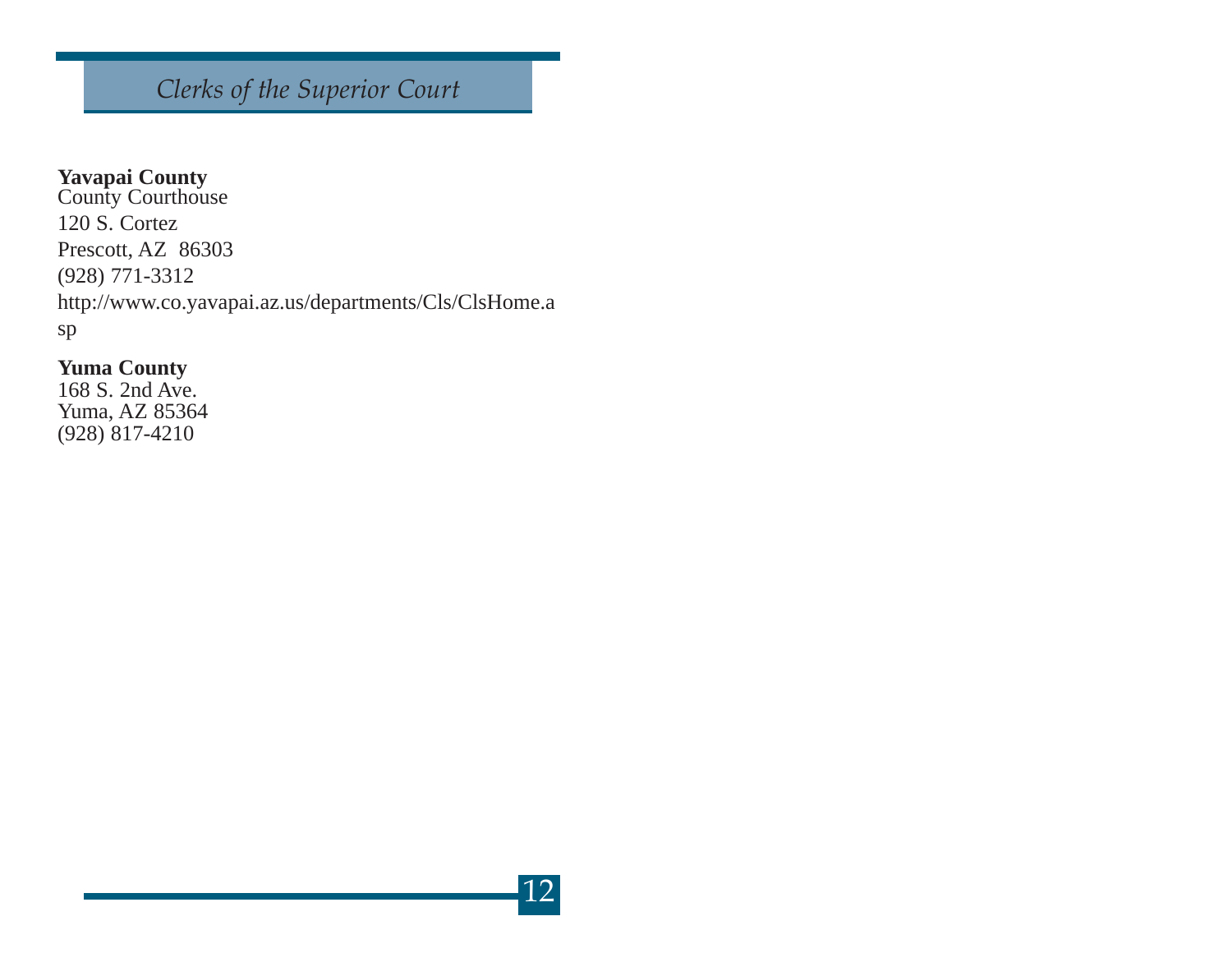## *Clerks of the Superior Court*

**Yavapai County**
County Courthouse
120 S. Cortez
Prescott, AZ 86303
(928) 771-3312
http://www.co.yavapai.az.us/departments/Cls/ClsHome.asp

**Yuma County**
168 S. 2nd Ave.
Yuma, AZ 85364
(928) 817-4210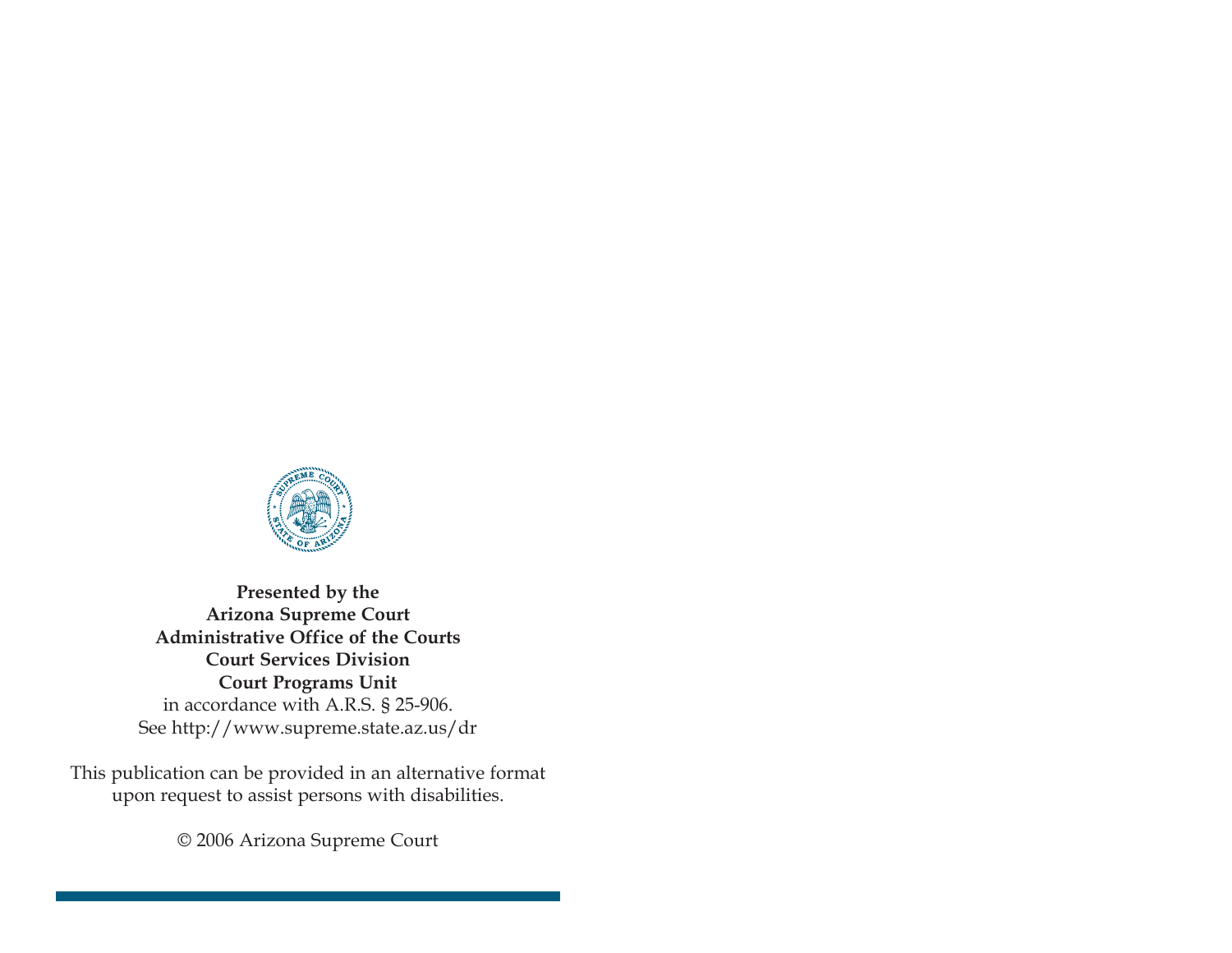**Presented by the**
**Arizona Supreme Court**
**Administrative Office of the Courts**
**Court Services Division**
**Court Programs Unit**
in accordance with A.R.S. § 25-906.
See http://www.supreme.state.az.us/dr

This publication can be provided in an alternative format upon request to assist persons with disabilities.

© 2006 Arizona Supreme Court